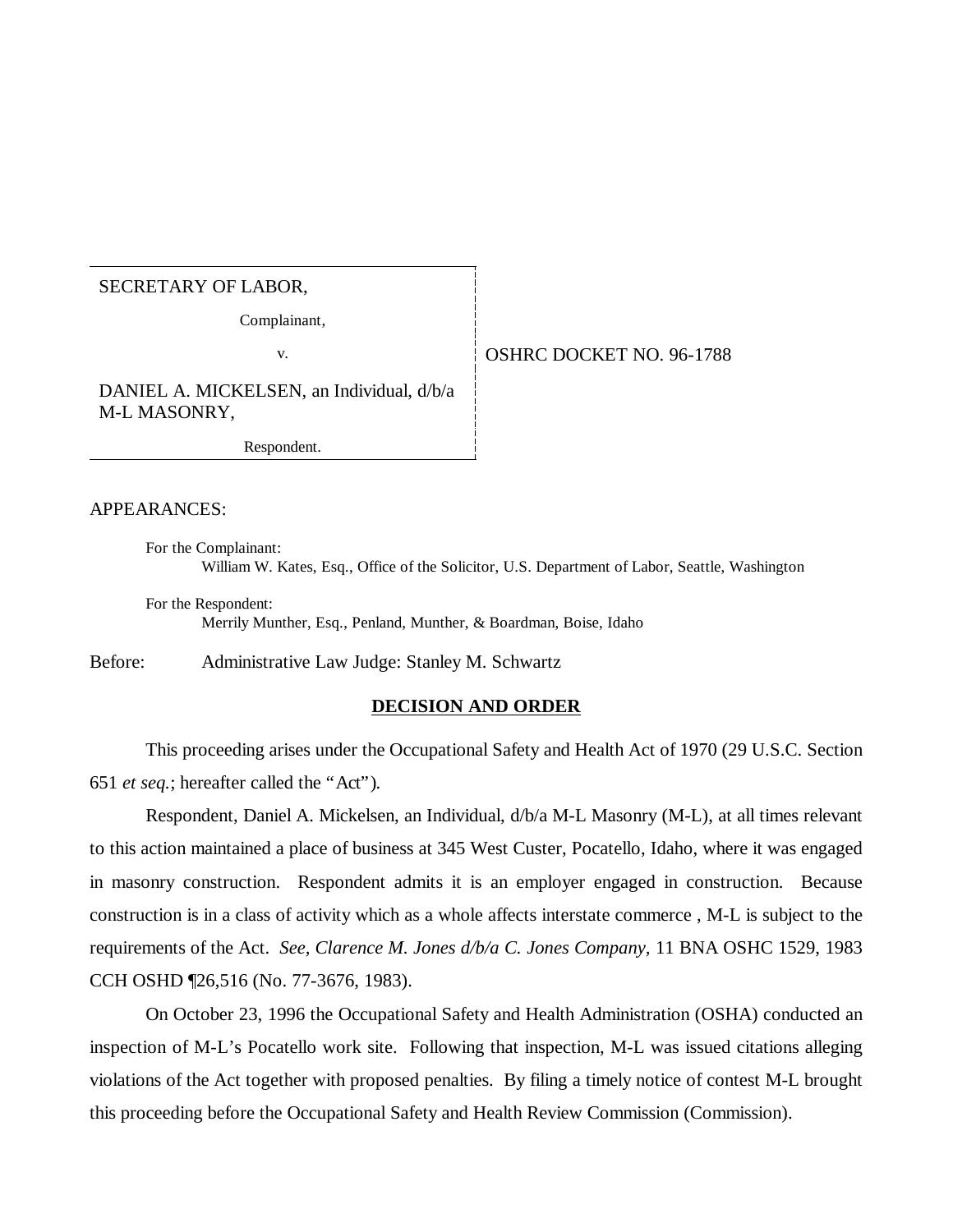| SECRETARY OF LABOR, Complainant, v. DANIEL A. MICKELSEN, an Individual, d/b/a M-L MASONRY, Respondent. | OSHRC DOCKET NO. 96-1788 |
| --- | --- |

APPEARANCES:

For the Complainant:
William W. Kates, Esq., Office of the Solicitor, U.S. Department of Labor, Seattle, Washington

For the Respondent:
Merrily Munther, Esq., Penland, Munther, & Boardman, Boise, Idaho

Before: Administrative Law Judge: Stanley M. Schwartz

**DECISION AND ORDER**

This proceeding arises under the Occupational Safety and Health Act of 1970 (29 U.S.C. Section 651 *et seq.*; hereafter called the "Act").

Respondent, Daniel A. Mickelsen, an Individual, d/b/a M-L Masonry (M-L), at all times relevant to this action maintained a place of business at 345 West Custer, Pocatello, Idaho, where it was engaged in masonry construction. Respondent admits it is an employer engaged in construction. Because construction is in a class of activity which as a whole affects interstate commerce , M-L is subject to the requirements of the Act. *See, Clarence M. Jones d/b/a C. Jones Company*, 11 BNA OSHC 1529, 1983 CCH OSHD ¶26,516 (No. 77-3676, 1983).

On October 23, 1996 the Occupational Safety and Health Administration (OSHA) conducted an inspection of M-L's Pocatello work site. Following that inspection, M-L was issued citations alleging violations of the Act together with proposed penalties. By filing a timely notice of contest M-L brought this proceeding before the Occupational Safety and Health Review Commission (Commission).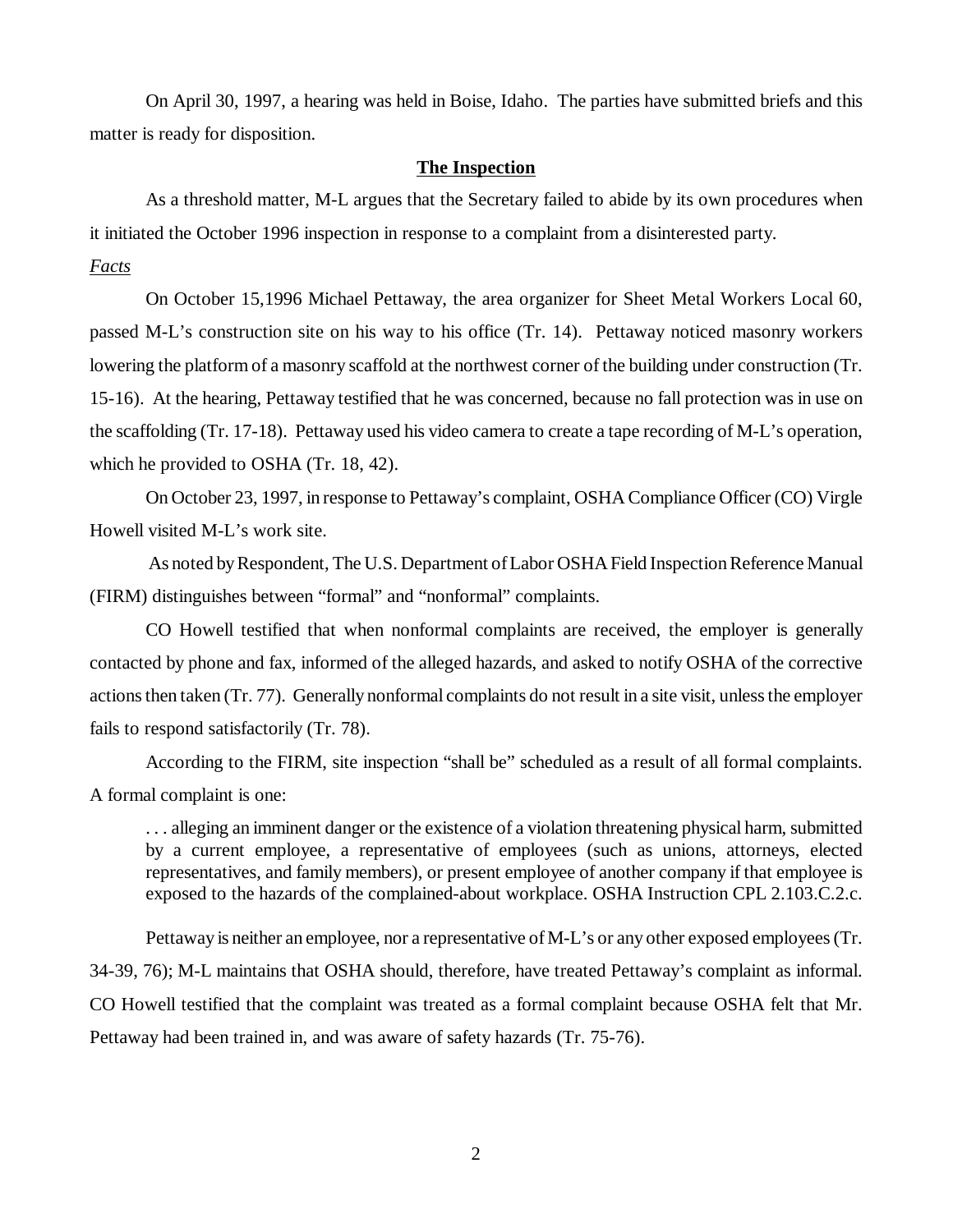On April 30, 1997, a hearing was held in Boise, Idaho. The parties have submitted briefs and this matter is ready for disposition.

## The Inspection

As a threshold matter, M-L argues that the Secretary failed to abide by its own procedures when it initiated the October 1996 inspection in response to a complaint from a disinterested party.

*Facts*

On October 15,1996 Michael Pettaway, the area organizer for Sheet Metal Workers Local 60, passed M-L's construction site on his way to his office (Tr. 14). Pettaway noticed masonry workers lowering the platform of a masonry scaffold at the northwest corner of the building under construction (Tr. 15-16). At the hearing, Pettaway testified that he was concerned, because no fall protection was in use on the scaffolding (Tr. 17-18). Pettaway used his video camera to create a tape recording of M-L's operation, which he provided to OSHA (Tr. 18, 42).

On October 23, 1997, in response to Pettaway's complaint, OSHA Compliance Officer (CO) Virgle Howell visited M-L's work site.

As noted by Respondent, The U.S. Department of Labor OSHA Field Inspection Reference Manual (FIRM) distinguishes between "formal" and "nonformal" complaints.

CO Howell testified that when nonformal complaints are received, the employer is generally contacted by phone and fax, informed of the alleged hazards, and asked to notify OSHA of the corrective actions then taken (Tr. 77). Generally nonformal complaints do not result in a site visit, unless the employer fails to respond satisfactorily (Tr. 78).

According to the FIRM, site inspection "shall be" scheduled as a result of all formal complaints. A formal complaint is one:

> . . . alleging an imminent danger or the existence of a violation threatening physical harm, submitted by a current employee, a representative of employees (such as unions, attorneys, elected representatives, and family members), or present employee of another company if that employee is exposed to the hazards of the complained-about workplace. OSHA Instruction CPL 2.103.C.2.c.

Pettaway is neither an employee, nor a representative of M-L's or any other exposed employees (Tr. 34-39, 76); M-L maintains that OSHA should, therefore, have treated Pettaway's complaint as informal. CO Howell testified that the complaint was treated as a formal complaint because OSHA felt that Mr. Pettaway had been trained in, and was aware of safety hazards (Tr. 75-76).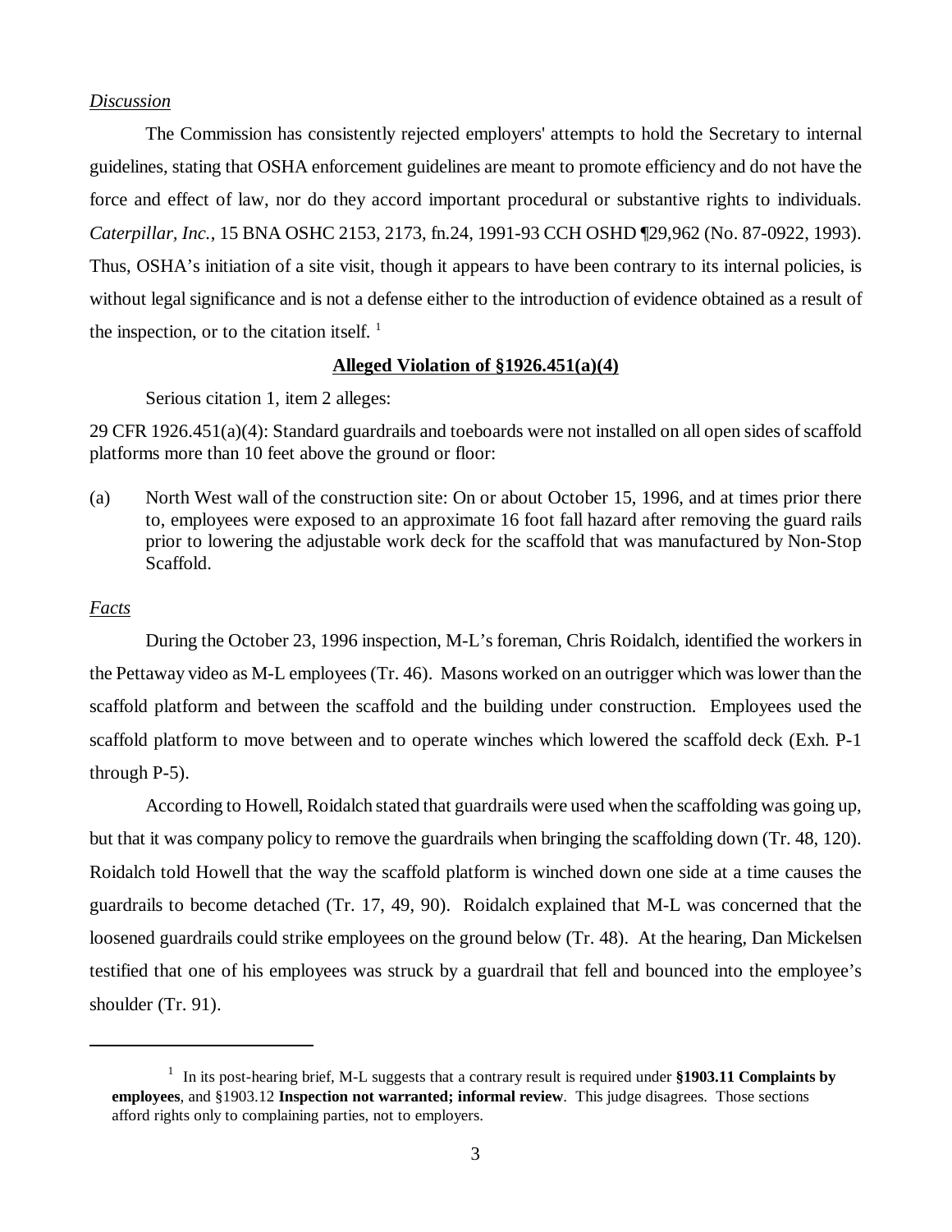*Discussion*

The Commission has consistently rejected employers' attempts to hold the Secretary to internal guidelines, stating that OSHA enforcement guidelines are meant to promote efficiency and do not have the force and effect of law, nor do they accord important procedural or substantive rights to individuals. *Caterpillar, Inc.*, 15 BNA OSHC 2153, 2173, fn.24, 1991-93 CCH OSHD ¶29,962 (No. 87-0922, 1993). Thus, OSHA's initiation of a site visit, though it appears to have been contrary to its internal policies, is without legal significance and is not a defense either to the introduction of evidence obtained as a result of the inspection, or to the citation itself. [1]

**Alleged Violation of §1926.451(a)(4)**

Serious citation 1, item 2 alleges:

29 CFR 1926.451(a)(4): Standard guardrails and toeboards were not installed on all open sides of scaffold platforms more than 10 feet above the ground or floor:

(a) North West wall of the construction site: On or about October 15, 1996, and at times prior there to, employees were exposed to an approximate 16 foot fall hazard after removing the guard rails prior to lowering the adjustable work deck for the scaffold that was manufactured by Non-Stop Scaffold.

*Facts*

During the October 23, 1996 inspection, M-L's foreman, Chris Roidalch, identified the workers in the Pettaway video as M-L employees (Tr. 46). Masons worked on an outrigger which was lower than the scaffold platform and between the scaffold and the building under construction. Employees used the scaffold platform to move between and to operate winches which lowered the scaffold deck (Exh. P-1 through P-5).

According to Howell, Roidalch stated that guardrails were used when the scaffolding was going up, but that it was company policy to remove the guardrails when bringing the scaffolding down (Tr. 48, 120). Roidalch told Howell that the way the scaffold platform is winched down one side at a time causes the guardrails to become detached (Tr. 17, 49, 90). Roidalch explained that M-L was concerned that the loosened guardrails could strike employees on the ground below (Tr. 48). At the hearing, Dan Mickelsen testified that one of his employees was struck by a guardrail that fell and bounced into the employee's shoulder (Tr. 91).

---

[1] In its post-hearing brief, M-L suggests that a contrary result is required under **§1903.11 Complaints by employees**, and §1903.12 **Inspection not warranted; informal review**. This judge disagrees. Those sections afford rights only to complaining parties, not to employers.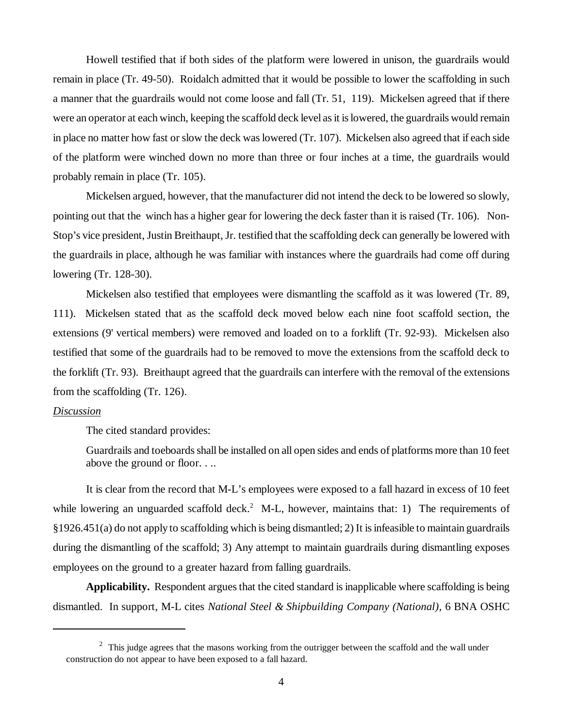Howell testified that if both sides of the platform were lowered in unison, the guardrails would remain in place (Tr. 49-50). Roidalch admitted that it would be possible to lower the scaffolding in such a manner that the guardrails would not come loose and fall (Tr. 51, 119). Mickelsen agreed that if there were an operator at each winch, keeping the scaffold deck level as it is lowered, the guardrails would remain in place no matter how fast or slow the deck was lowered (Tr. 107). Mickelsen also agreed that if each side of the platform were winched down no more than three or four inches at a time, the guardrails would probably remain in place (Tr. 105).

Mickelsen argued, however, that the manufacturer did not intend the deck to be lowered so slowly, pointing out that the winch has a higher gear for lowering the deck faster than it is raised (Tr. 106). Non-Stop's vice president, Justin Breithaupt, Jr. testified that the scaffolding deck can generally be lowered with the guardrails in place, although he was familiar with instances where the guardrails had come off during lowering (Tr. 128-30).

Mickelsen also testified that employees were dismantling the scaffold as it was lowered (Tr. 89, 111). Mickelsen stated that as the scaffold deck moved below each nine foot scaffold section, the extensions (9' vertical members) were removed and loaded on to a forklift (Tr. 92-93). Mickelsen also testified that some of the guardrails had to be removed to move the extensions from the scaffold deck to the forklift (Tr. 93). Breithaupt agreed that the guardrails can interfere with the removal of the extensions from the scaffolding (Tr. 126).

*Discussion*

The cited standard provides:

> Guardrails and toeboards shall be installed on all open sides and ends of platforms more than 10 feet above the ground or floor. . ..

It is clear from the record that M-L's employees were exposed to a fall hazard in excess of 10 feet while lowering an unguarded scaffold deck.[2] M-L, however, maintains that: 1) The requirements of §1926.451(a) do not apply to scaffolding which is being dismantled; 2) It is infeasible to maintain guardrails during the dismantling of the scaffold; 3) Any attempt to maintain guardrails during dismantling exposes employees on the ground to a greater hazard from falling guardrails.

**Applicability.** Respondent argues that the cited standard is inapplicable where scaffolding is being dismantled. In support, M-L cites *National Steel & Shipbuilding Company (National)*, 6 BNA OSHC

[2] This judge agrees that the masons working from the outrigger between the scaffold and the wall under construction do not appear to have been exposed to a fall hazard.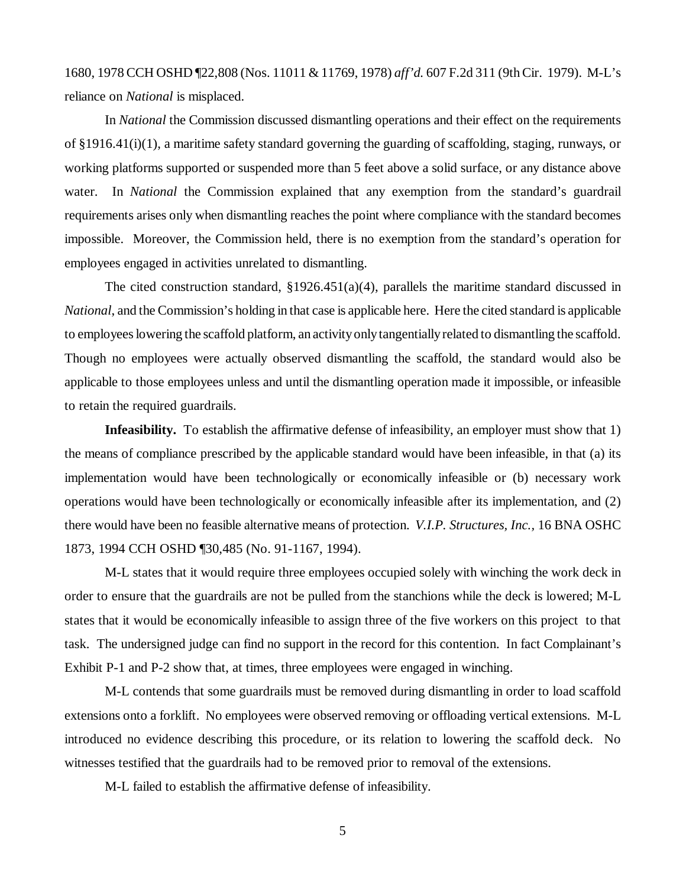1680, 1978 CCH OSHD ¶22,808 (Nos. 11011 & 11769, 1978) *aff'd.* 607 F.2d 311 (9th Cir. 1979). M-L's reliance on *National* is misplaced.

In *National* the Commission discussed dismantling operations and their effect on the requirements of §1916.41(i)(1), a maritime safety standard governing the guarding of scaffolding, staging, runways, or working platforms supported or suspended more than 5 feet above a solid surface, or any distance above water. In *National* the Commission explained that any exemption from the standard's guardrail requirements arises only when dismantling reaches the point where compliance with the standard becomes impossible. Moreover, the Commission held, there is no exemption from the standard's operation for employees engaged in activities unrelated to dismantling.

The cited construction standard, §1926.451(a)(4), parallels the maritime standard discussed in *National,* and the Commission's holding in that case is applicable here. Here the cited standard is applicable to employees lowering the scaffold platform, an activity only tangentially related to dismantling the scaffold. Though no employees were actually observed dismantling the scaffold, the standard would also be applicable to those employees unless and until the dismantling operation made it impossible, or infeasible to retain the required guardrails.

**Infeasibility.** To establish the affirmative defense of infeasibility, an employer must show that 1) the means of compliance prescribed by the applicable standard would have been infeasible, in that (a) its implementation would have been technologically or economically infeasible or (b) necessary work operations would have been technologically or economically infeasible after its implementation, and (2) there would have been no feasible alternative means of protection. *V.I.P. Structures, Inc.,* 16 BNA OSHC 1873, 1994 CCH OSHD ¶30,485 (No. 91-1167, 1994).

M-L states that it would require three employees occupied solely with winching the work deck in order to ensure that the guardrails are not be pulled from the stanchions while the deck is lowered; M-L states that it would be economically infeasible to assign three of the five workers on this project to that task. The undersigned judge can find no support in the record for this contention. In fact Complainant's Exhibit P-1 and P-2 show that, at times, three employees were engaged in winching.

M-L contends that some guardrails must be removed during dismantling in order to load scaffold extensions onto a forklift. No employees were observed removing or offloading vertical extensions. M-L introduced no evidence describing this procedure, or its relation to lowering the scaffold deck. No witnesses testified that the guardrails had to be removed prior to removal of the extensions.

M-L failed to establish the affirmative defense of infeasibility.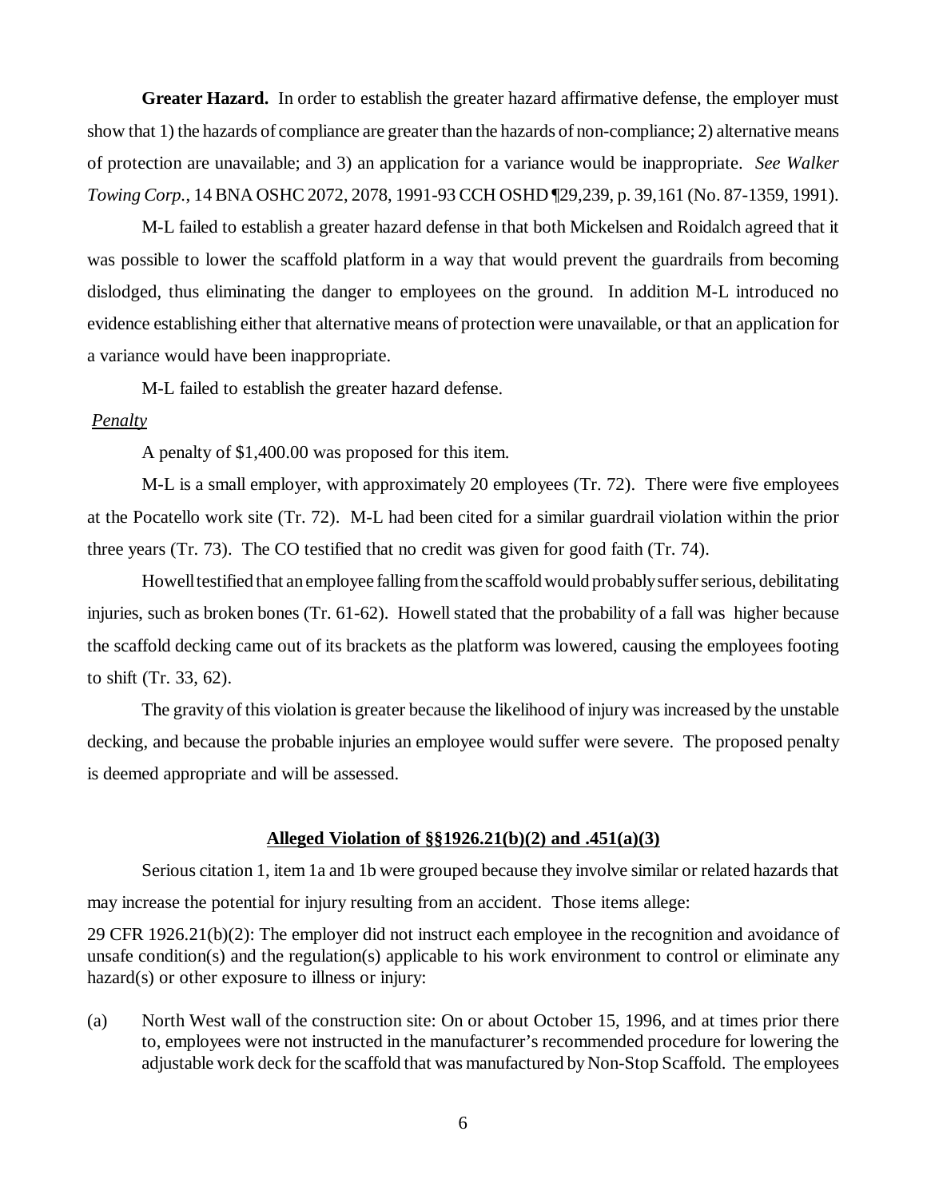**Greater Hazard.** In order to establish the greater hazard affirmative defense, the employer must show that 1) the hazards of compliance are greater than the hazards of non-compliance; 2) alternative means of protection are unavailable; and 3) an application for a variance would be inappropriate. *See Walker Towing Corp.*, 14 BNA OSHC 2072, 2078, 1991-93 CCH OSHD ¶29,239, p. 39,161 (No. 87-1359, 1991).

M-L failed to establish a greater hazard defense in that both Mickelsen and Roidalch agreed that it was possible to lower the scaffold platform in a way that would prevent the guardrails from becoming dislodged, thus eliminating the danger to employees on the ground. In addition M-L introduced no evidence establishing either that alternative means of protection were unavailable, or that an application for a variance would have been inappropriate.

M-L failed to establish the greater hazard defense.

*Penalty*

A penalty of $1,400.00 was proposed for this item.

M-L is a small employer, with approximately 20 employees (Tr. 72). There were five employees at the Pocatello work site (Tr. 72). M-L had been cited for a similar guardrail violation within the prior three years (Tr. 73). The CO testified that no credit was given for good faith (Tr. 74).

Howell testified that an employee falling from the scaffold would probably suffer serious, debilitating injuries, such as broken bones (Tr. 61-62). Howell stated that the probability of a fall was higher because the scaffold decking came out of its brackets as the platform was lowered, causing the employees footing to shift (Tr. 33, 62).

The gravity of this violation is greater because the likelihood of injury was increased by the unstable decking, and because the probable injuries an employee would suffer were severe. The proposed penalty is deemed appropriate and will be assessed.

**Alleged Violation of §§1926.21(b)(2) and .451(a)(3)**

Serious citation 1, item 1a and 1b were grouped because they involve similar or related hazards that may increase the potential for injury resulting from an accident. Those items allege:

29 CFR 1926.21(b)(2): The employer did not instruct each employee in the recognition and avoidance of unsafe condition(s) and the regulation(s) applicable to his work environment to control or eliminate any hazard(s) or other exposure to illness or injury:

(a) North West wall of the construction site: On or about October 15, 1996, and at times prior there to, employees were not instructed in the manufacturer's recommended procedure for lowering the adjustable work deck for the scaffold that was manufactured by Non-Stop Scaffold. The employees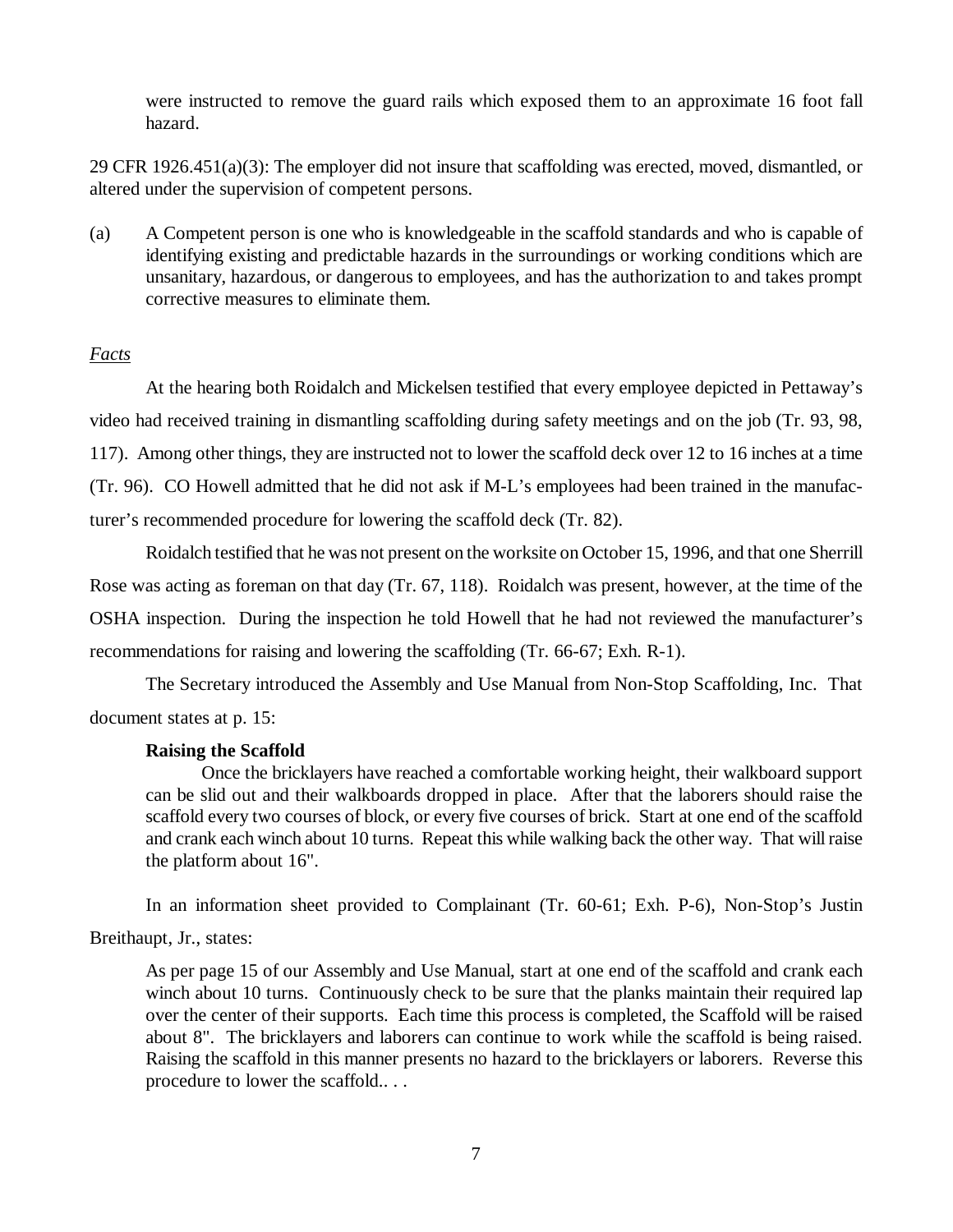> were instructed to remove the guard rails which exposed them to an approximate 16 foot fall hazard.

29 CFR 1926.451(a)(3): The employer did not insure that scaffolding was erected, moved, dismantled, or altered under the supervision of competent persons.

(a) A Competent person is one who is knowledgeable in the scaffold standards and who is capable of identifying existing and predictable hazards in the surroundings or working conditions which are unsanitary, hazardous, or dangerous to employees, and has the authorization to and takes prompt corrective measures to eliminate them.

*Facts*

At the hearing both Roidalch and Mickelsen testified that every employee depicted in Pettaway's video had received training in dismantling scaffolding during safety meetings and on the job (Tr. 93, 98, 117). Among other things, they are instructed not to lower the scaffold deck over 12 to 16 inches at a time (Tr. 96). CO Howell admitted that he did not ask if M-L's employees had been trained in the manufacturer's recommended procedure for lowering the scaffold deck (Tr. 82).

Roidalch testified that he was not present on the worksite on October 15, 1996, and that one Sherrill Rose was acting as foreman on that day (Tr. 67, 118). Roidalch was present, however, at the time of the OSHA inspection. During the inspection he told Howell that he had not reviewed the manufacturer's recommendations for raising and lowering the scaffolding (Tr. 66-67; Exh. R-1).

The Secretary introduced the Assembly and Use Manual from Non-Stop Scaffolding, Inc. That document states at p. 15:

> **Raising the Scaffold**
>
> Once the bricklayers have reached a comfortable working height, their walkboard support can be slid out and their walkboards dropped in place. After that the laborers should raise the scaffold every two courses of block, or every five courses of brick. Start at one end of the scaffold and crank each winch about 10 turns. Repeat this while walking back the other way. That will raise the platform about 16".

In an information sheet provided to Complainant (Tr. 60-61; Exh. P-6), Non-Stop's Justin Breithaupt, Jr., states:

> As per page 15 of our Assembly and Use Manual, start at one end of the scaffold and crank each winch about 10 turns. Continuously check to be sure that the planks maintain their required lap over the center of their supports. Each time this process is completed, the Scaffold will be raised about 8". The bricklayers and laborers can continue to work while the scaffold is being raised. Raising the scaffold in this manner presents no hazard to the bricklayers or laborers. Reverse this procedure to lower the scaffold.. . .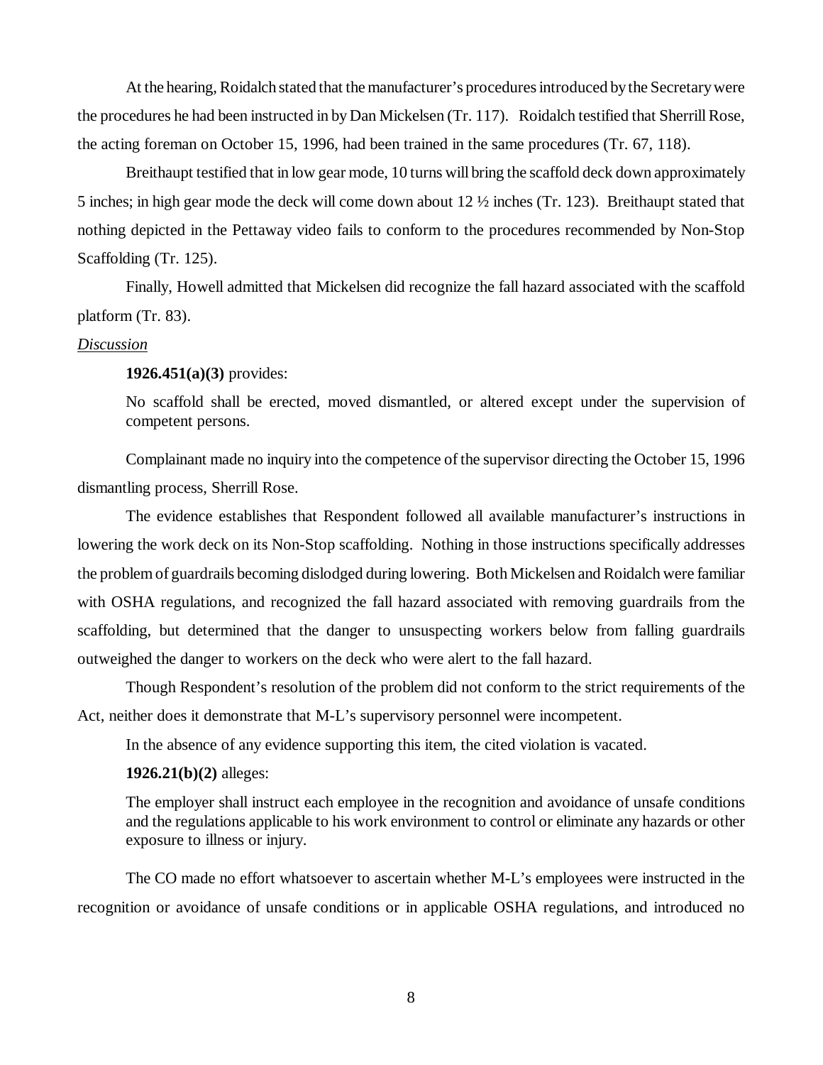At the hearing, Roidalch stated that the manufacturer's procedures introduced by the Secretary were the procedures he had been instructed in by Dan Mickelsen (Tr. 117). Roidalch testified that Sherrill Rose, the acting foreman on October 15, 1996, had been trained in the same procedures (Tr. 67, 118).

Breithaupt testified that in low gear mode, 10 turns will bring the scaffold deck down approximately 5 inches; in high gear mode the deck will come down about 12 ½ inches (Tr. 123). Breithaupt stated that nothing depicted in the Pettaway video fails to conform to the procedures recommended by Non-Stop Scaffolding (Tr. 125).

Finally, Howell admitted that Mickelsen did recognize the fall hazard associated with the scaffold platform (Tr. 83).

*Discussion*

**1926.451(a)(3)** provides:

> No scaffold shall be erected, moved dismantled, or altered except under the supervision of competent persons.

Complainant made no inquiry into the competence of the supervisor directing the October 15, 1996 dismantling process, Sherrill Rose.

The evidence establishes that Respondent followed all available manufacturer's instructions in lowering the work deck on its Non-Stop scaffolding. Nothing in those instructions specifically addresses the problem of guardrails becoming dislodged during lowering. Both Mickelsen and Roidalch were familiar with OSHA regulations, and recognized the fall hazard associated with removing guardrails from the scaffolding, but determined that the danger to unsuspecting workers below from falling guardrails outweighed the danger to workers on the deck who were alert to the fall hazard.

Though Respondent's resolution of the problem did not conform to the strict requirements of the Act, neither does it demonstrate that M-L's supervisory personnel were incompetent.

In the absence of any evidence supporting this item, the cited violation is vacated.

**1926.21(b)(2)** alleges:

> The employer shall instruct each employee in the recognition and avoidance of unsafe conditions and the regulations applicable to his work environment to control or eliminate any hazards or other exposure to illness or injury.

The CO made no effort whatsoever to ascertain whether M-L's employees were instructed in the recognition or avoidance of unsafe conditions or in applicable OSHA regulations, and introduced no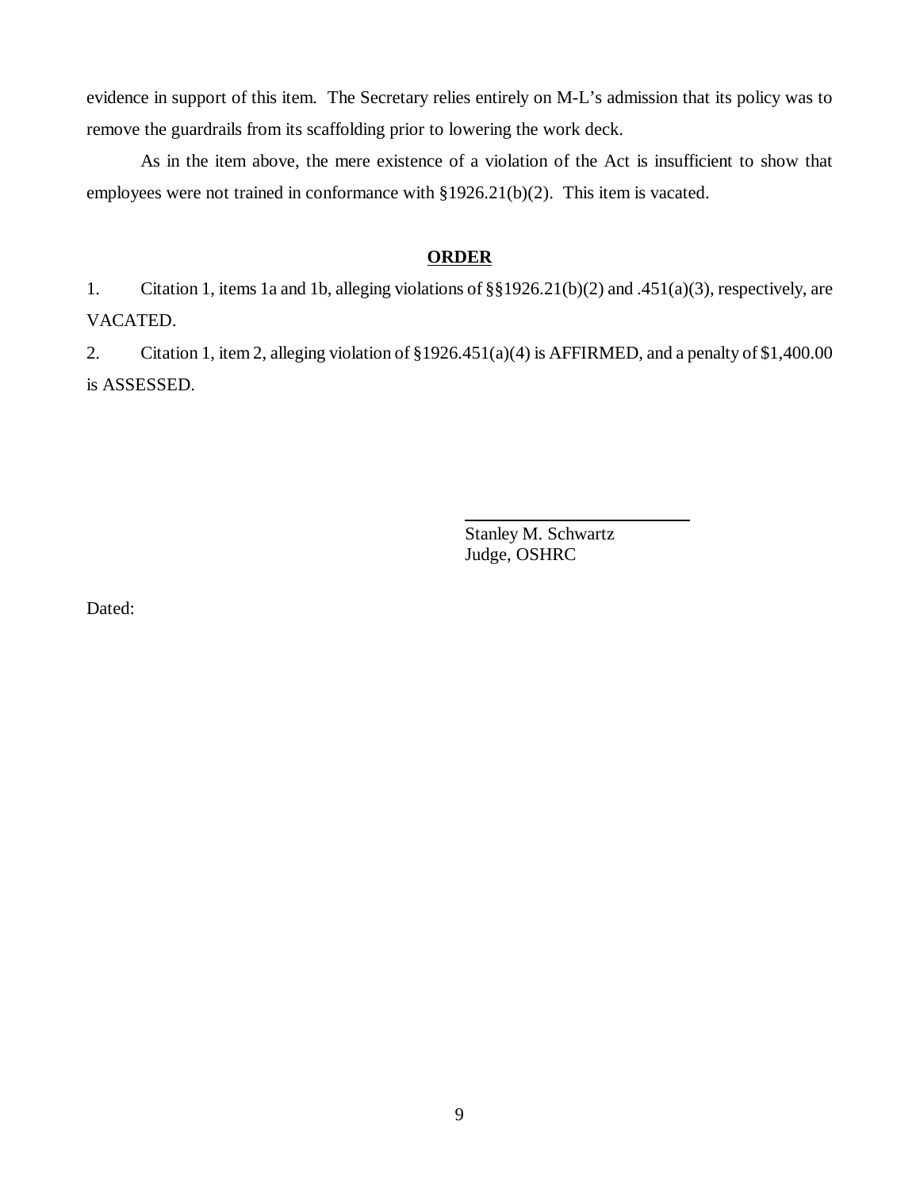evidence in support of this item. The Secretary relies entirely on M-L's admission that its policy was to remove the guardrails from its scaffolding prior to lowering the work deck.

As in the item above, the mere existence of a violation of the Act is insufficient to show that employees were not trained in conformance with §1926.21(b)(2). This item is vacated.

## **ORDER**

1. Citation 1, items 1a and 1b, alleging violations of §§1926.21(b)(2) and .451(a)(3), respectively, are VACATED.

2. Citation 1, item 2, alleging violation of §1926.451(a)(4) is AFFIRMED, and a penalty of $1,400.00 is ASSESSED.

Stanley M. Schwartz
Judge, OSHRC

Dated: